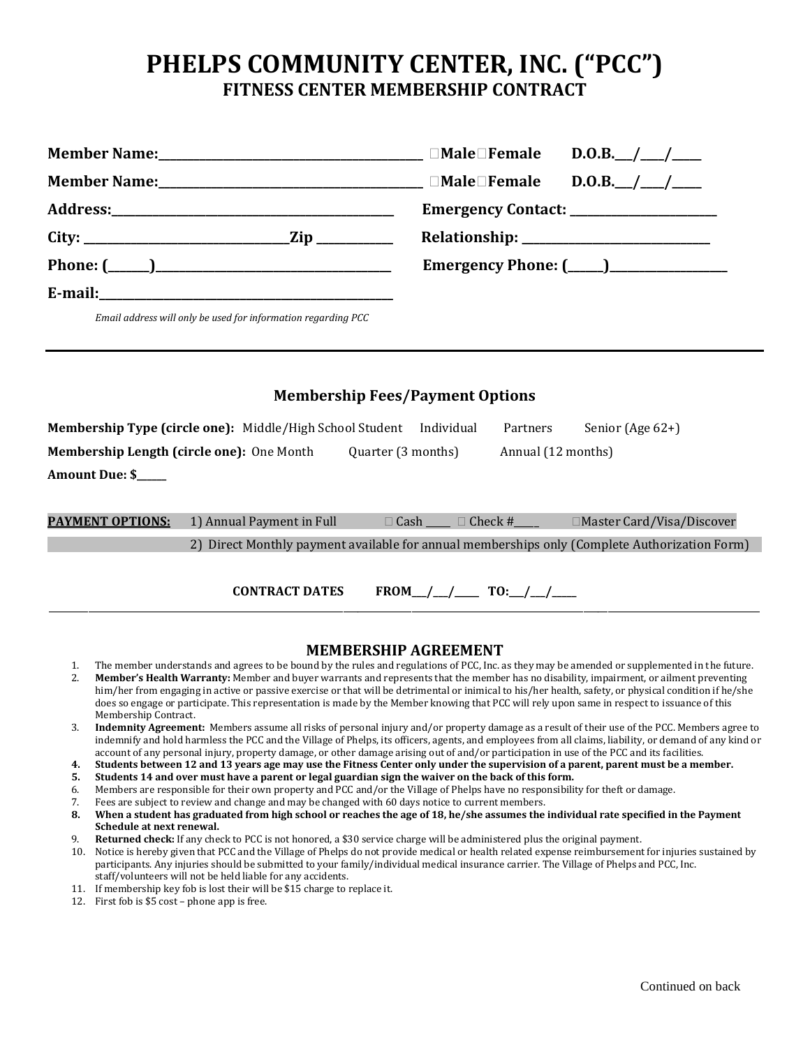# PHELPS COMMUNITY CENTER, INC. ("PCC")

## FITNESS CENTER MEMBERSHIP CONTRACT

**Member Name:**\_\_\_\_\_\_\_\_\_\_\_\_\_\_\_\_\_\_\_\_\_\_\_\_\_\_\_\_\_\_\_\_\_\_\_\_\_\_\_\_\_\_ ☐**Male**☐**Female** **D.O.B.**\_\_\_/\_\_\_\_/\_\_\_\_\_

**Member Name:**\_\_\_\_\_\_\_\_\_\_\_\_\_\_\_\_\_\_\_\_\_\_\_\_\_\_\_\_\_\_\_\_\_\_\_\_\_\_\_\_\_\_ ☐**Male**☐**Female** **D.O.B.**\_\_\_/\_\_\_\_/\_\_\_\_\_

**Address:**\_\_\_\_\_\_\_\_\_\_\_\_\_\_\_\_\_\_\_\_\_\_\_\_\_\_\_\_\_\_\_\_\_\_\_\_\_\_\_\_\_\_\_\_\_ **Emergency Contact:** \_\_\_\_\_\_\_\_\_\_\_\_\_\_\_\_\_\_\_\_\_\_\_\_

**City:** \_\_\_\_\_\_\_\_\_\_\_\_\_\_\_\_\_\_\_\_\_\_\_\_\_\_\_\_\_\_\_\_**Zip** \_\_\_\_\_\_\_\_\_\_\_\_ **Relationship:** \_\_\_\_\_\_\_\_\_\_\_\_\_\_\_\_\_\_\_\_\_\_\_\_\_\_\_\_\_\_

**Phone: (**\_\_\_\_\_\_**)**\_\_\_\_\_\_\_\_\_\_\_\_\_\_\_\_\_\_\_\_\_\_\_\_\_\_\_\_\_\_\_\_\_\_\_\_\_\_ **Emergency Phone: (**\_\_\_\_\_\_**)**\_\_\_\_\_\_\_\_\_\_\_\_\_\_\_\_\_\_\_\_

**E-mail:**\_\_\_\_\_\_\_\_\_\_\_\_\_\_\_\_\_\_\_\_\_\_\_\_\_\_\_\_\_\_\_\_\_\_\_\_\_\_\_\_\_\_\_\_\_\_\_

*Email address will only be used for information regarding PCC*

---

### Membership Fees/Payment Options

**Membership Type (circle one):** Middle/High School Student Individual Partners Senior (Age 62+)

**Membership Length (circle one):** One Month Quarter (3 months) Annual (12 months)

**Amount Due: $**\_\_\_\_\_\_

**PAYMENT OPTIONS:** 1) Annual Payment in Full ☐ Cash \_\_\_\_\_ ☐ Check #\_\_\_\_\_ ☐Master Card/Visa/Discover

2) Direct Monthly payment available for annual memberships only (Complete Authorization Form)

**CONTRACT DATES** **FROM**\_\_\_/\_\_\_/\_\_\_\_\_ **TO:**\_\_\_/\_\_\_/\_\_\_\_\_

---

### MEMBERSHIP AGREEMENT

1. The member understands and agrees to be bound by the rules and regulations of PCC, Inc. as they may be amended or supplemented in the future.
2. **Member's Health Warranty:** Member and buyer warrants and represents that the member has no disability, impairment, or ailment preventing him/her from engaging in active or passive exercise or that will be detrimental or inimical to his/her health, safety, or physical condition if he/she does so engage or participate. This representation is made by the Member knowing that PCC will rely upon same in respect to issuance of this Membership Contract.
3. **Indemnity Agreement:** Members assume all risks of personal injury and/or property damage as a result of their use of the PCC. Members agree to indemnify and hold harmless the PCC and the Village of Phelps, its officers, agents, and employees from all claims, liability, or demand of any kind or account of any personal injury, property damage, or other damage arising out of and/or participation in use of the PCC and its facilities.
4. **Students between 12 and 13 years age may use the Fitness Center only under the supervision of a parent, parent must be a member.**
5. **Students 14 and over must have a parent or legal guardian sign the waiver on the back of this form.**
6. Members are responsible for their own property and PCC and/or the Village of Phelps have no responsibility for theft or damage.
7. Fees are subject to review and change and may be changed with 60 days notice to current members.
8. **When a student has graduated from high school or reaches the age of 18, he/she assumes the individual rate specified in the Payment Schedule at next renewal.**
9. **Returned check:** If any check to PCC is not honored, a $30 service charge will be administered plus the original payment.
10. Notice is hereby given that PCC and the Village of Phelps do not provide medical or health related expense reimbursement for injuries sustained by participants. Any injuries should be submitted to your family/individual medical insurance carrier. The Village of Phelps and PCC, Inc. staff/volunteers will not be held liable for any accidents.
11. If membership key fob is lost their will be $15 charge to replace it.
12. First fob is $5 cost – phone app is free.

Continued on back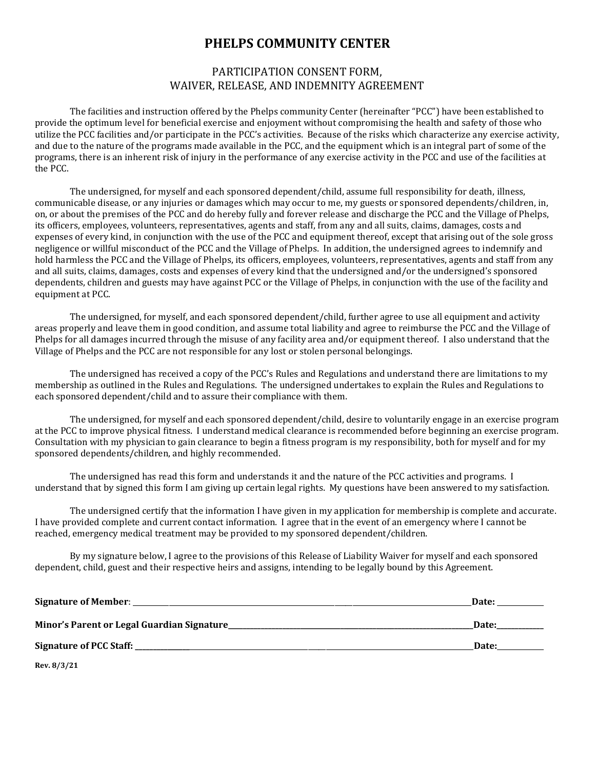# PHELPS COMMUNITY CENTER

## PARTICIPATION CONSENT FORM, WAIVER, RELEASE, AND INDEMNITY AGREEMENT

The facilities and instruction offered by the Phelps community Center (hereinafter "PCC") have been established to provide the optimum level for beneficial exercise and enjoyment without compromising the health and safety of those who utilize the PCC facilities and/or participate in the PCC's activities. Because of the risks which characterize any exercise activity, and due to the nature of the programs made available in the PCC, and the equipment which is an integral part of some of the programs, there is an inherent risk of injury in the performance of any exercise activity in the PCC and use of the facilities at the PCC.

The undersigned, for myself and each sponsored dependent/child, assume full responsibility for death, illness, communicable disease, or any injuries or damages which may occur to me, my guests or sponsored dependents/children, in, on, or about the premises of the PCC and do hereby fully and forever release and discharge the PCC and the Village of Phelps, its officers, employees, volunteers, representatives, agents and staff, from any and all suits, claims, damages, costs and expenses of every kind, in conjunction with the use of the PCC and equipment thereof, except that arising out of the sole gross negligence or willful misconduct of the PCC and the Village of Phelps. In addition, the undersigned agrees to indemnify and hold harmless the PCC and the Village of Phelps, its officers, employees, volunteers, representatives, agents and staff from any and all suits, claims, damages, costs and expenses of every kind that the undersigned and/or the undersigned's sponsored dependents, children and guests may have against PCC or the Village of Phelps, in conjunction with the use of the facility and equipment at PCC.

The undersigned, for myself, and each sponsored dependent/child, further agree to use all equipment and activity areas properly and leave them in good condition, and assume total liability and agree to reimburse the PCC and the Village of Phelps for all damages incurred through the misuse of any facility area and/or equipment thereof. I also understand that the Village of Phelps and the PCC are not responsible for any lost or stolen personal belongings.

The undersigned has received a copy of the PCC's Rules and Regulations and understand there are limitations to my membership as outlined in the Rules and Regulations. The undersigned undertakes to explain the Rules and Regulations to each sponsored dependent/child and to assure their compliance with them.

The undersigned, for myself and each sponsored dependent/child, desire to voluntarily engage in an exercise program at the PCC to improve physical fitness. I understand medical clearance is recommended before beginning an exercise program. Consultation with my physician to gain clearance to begin a fitness program is my responsibility, both for myself and for my sponsored dependents/children, and highly recommended.

The undersigned has read this form and understands it and the nature of the PCC activities and programs. I understand that by signed this form I am giving up certain legal rights. My questions have been answered to my satisfaction.

The undersigned certify that the information I have given in my application for membership is complete and accurate. I have provided complete and current contact information. I agree that in the event of an emergency where I cannot be reached, emergency medical treatment may be provided to my sponsored dependent/children.

By my signature below, I agree to the provisions of this Release of Liability Waiver for myself and each sponsored dependent, child, guest and their respective heirs and assigns, intending to be legally bound by this Agreement.

**Signature of Member**: ______________________________________________ **Date:** ____________

**Minor's Parent or Legal Guardian Signature**______________________________ **Date:**____________

**Signature of PCC Staff:** ______________________________________________ **Date:**____________

**Rev. 8/3/21**